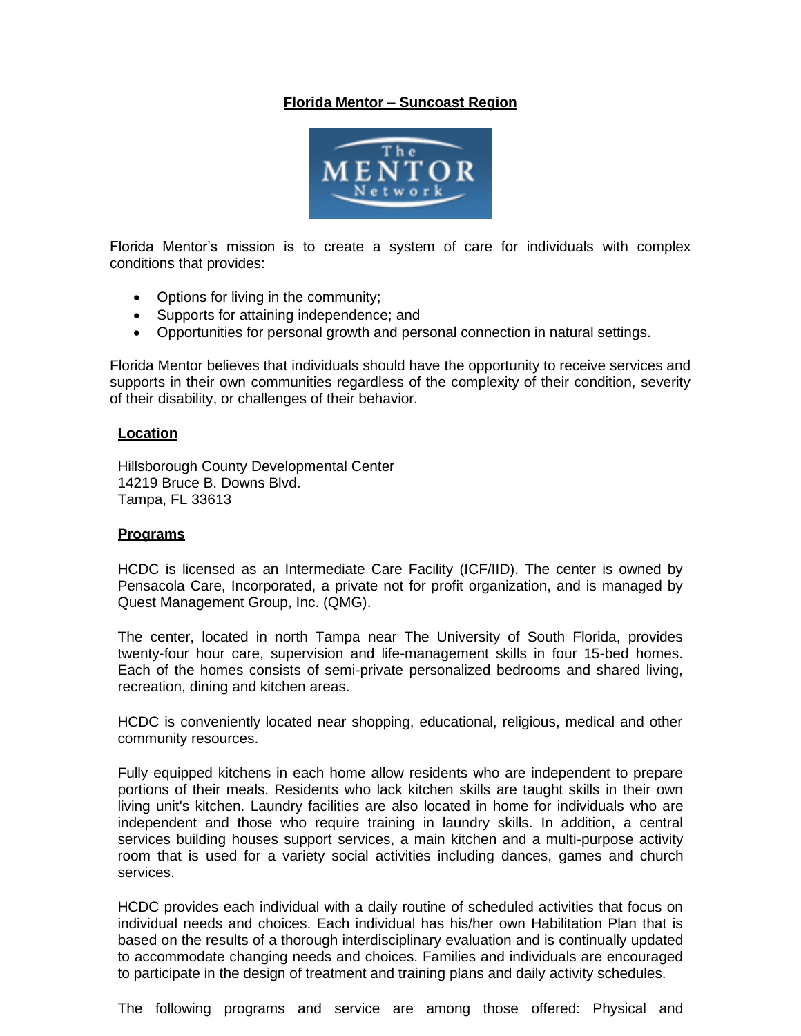# Florida Mentor – Suncoast Region

Florida Mentor's mission is to create a system of care for individuals with complex conditions that provides:

- Options for living in the community;
- Supports for attaining independence; and
- Opportunities for personal growth and personal connection in natural settings.

Florida Mentor believes that individuals should have the opportunity to receive services and supports in their own communities regardless of the complexity of their condition, severity of their disability, or challenges of their behavior.

## Location

Hillsborough County Developmental Center
14219 Bruce B. Downs Blvd.
Tampa, FL 33613

## Programs

HCDC is licensed as an Intermediate Care Facility (ICF/IID). The center is owned by Pensacola Care, Incorporated, a private not for profit organization, and is managed by Quest Management Group, Inc. (QMG).

The center, located in north Tampa near The University of South Florida, provides twenty-four hour care, supervision and life-management skills in four 15-bed homes. Each of the homes consists of semi-private personalized bedrooms and shared living, recreation, dining and kitchen areas.

HCDC is conveniently located near shopping, educational, religious, medical and other community resources.

Fully equipped kitchens in each home allow residents who are independent to prepare portions of their meals. Residents who lack kitchen skills are taught skills in their own living unit's kitchen. Laundry facilities are also located in home for individuals who are independent and those who require training in laundry skills. In addition, a central services building houses support services, a main kitchen and a multi-purpose activity room that is used for a variety social activities including dances, games and church services.

HCDC provides each individual with a daily routine of scheduled activities that focus on individual needs and choices. Each individual has his/her own Habilitation Plan that is based on the results of a thorough interdisciplinary evaluation and is continually updated to accommodate changing needs and choices. Families and individuals are encouraged to participate in the design of treatment and training plans and daily activity schedules.

The following programs and service are among those offered: Physical and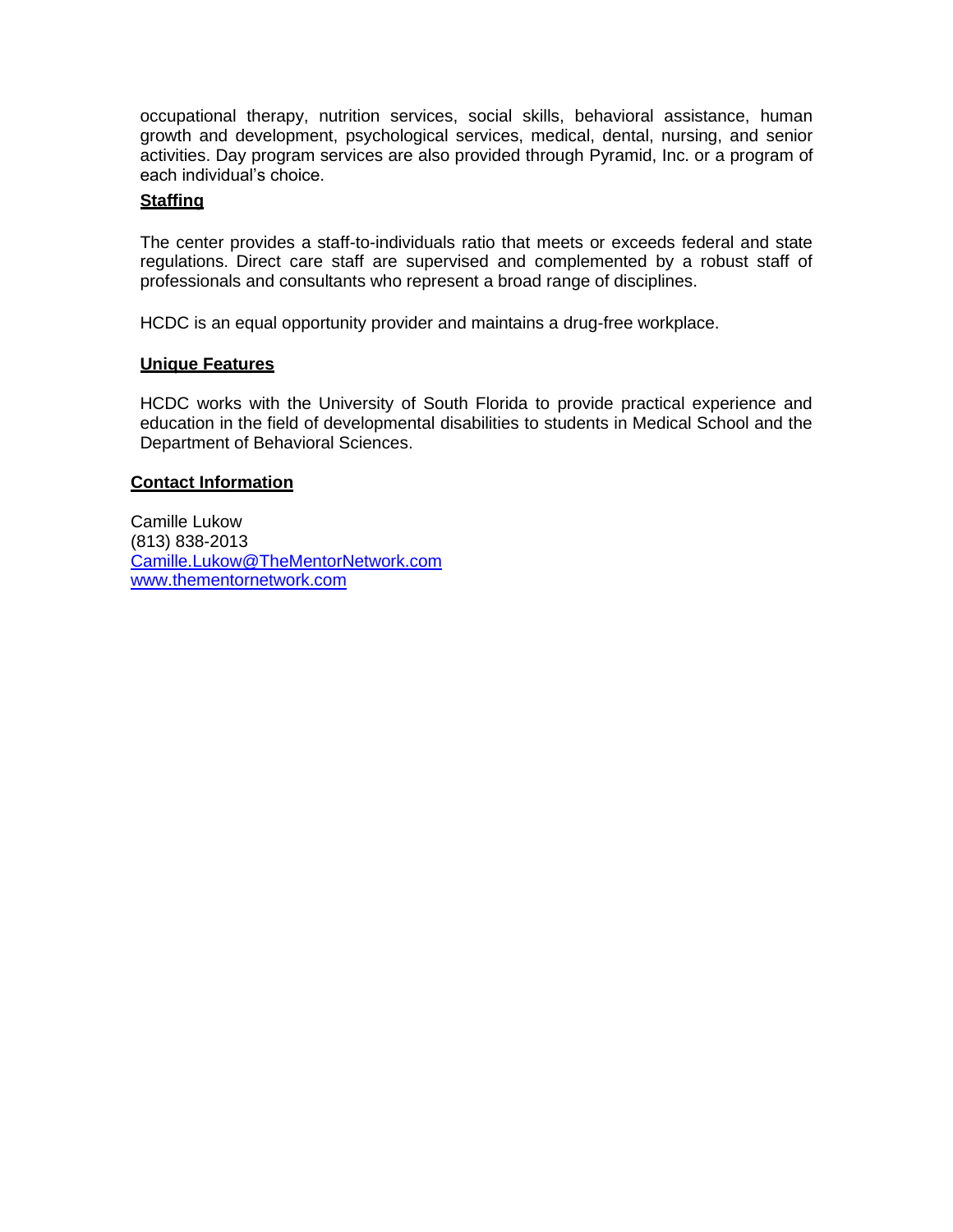occupational therapy, nutrition services, social skills, behavioral assistance, human growth and development, psychological services, medical, dental, nursing, and senior activities. Day program services are also provided through Pyramid, Inc. or a program of each individual's choice.

### Staffing

The center provides a staff-to-individuals ratio that meets or exceeds federal and state regulations. Direct care staff are supervised and complemented by a robust staff of professionals and consultants who represent a broad range of disciplines.

HCDC is an equal opportunity provider and maintains a drug-free workplace.

### Unique Features

HCDC works with the University of South Florida to provide practical experience and education in the field of developmental disabilities to students in Medical School and the Department of Behavioral Sciences.

## Contact Information

Camille Lukow
(813) 838-2013
Camille.Lukow@TheMentorNetwork.com
www.thementornetwork.com